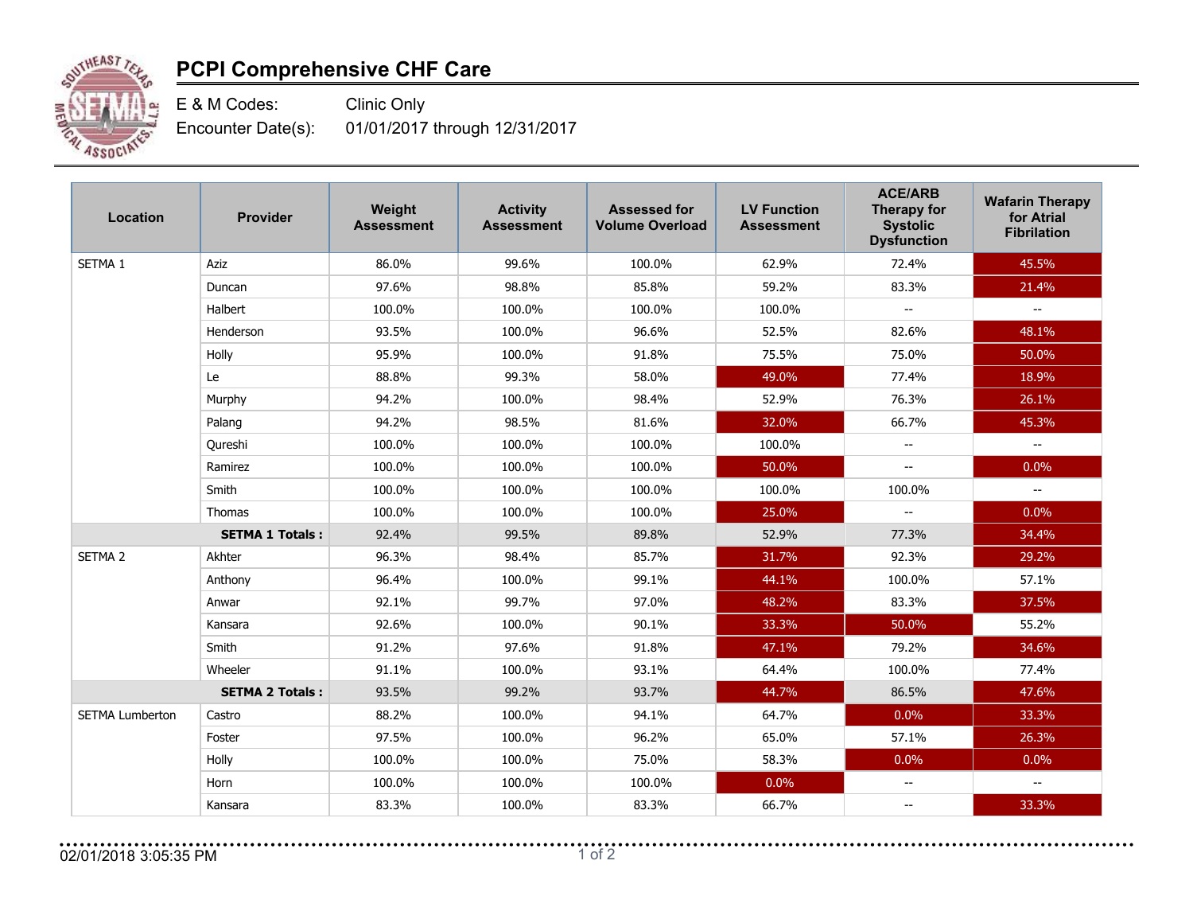# PCPI Comprehensive CHF Care

E & M Codes: Clinic Only

Encounter Date(s): 01/01/2017 through 12/31/2017

| Location | Provider | Weight Assessment | Activity Assessment | Assessed for Volume Overload | LV Function Assessment | ACE/ARB Therapy for Systolic Dysfunction | Wafarin Therapy for Atrial Fibrilation |
|---|---|---|---|---|---|---|---|
| SETMA 1 | Aziz | 86.0% | 99.6% | 100.0% | 62.9% | 72.4% | 45.5% |
| | Duncan | 97.6% | 98.8% | 85.8% | 59.2% | 83.3% | 21.4% |
| | Halbert | 100.0% | 100.0% | 100.0% | 100.0% | -- | -- |
| | Henderson | 93.5% | 100.0% | 96.6% | 52.5% | 82.6% | 48.1% |
| | Holly | 95.9% | 100.0% | 91.8% | 75.5% | 75.0% | 50.0% |
| | Le | 88.8% | 99.3% | 58.0% | 49.0% | 77.4% | 18.9% |
| | Murphy | 94.2% | 100.0% | 98.4% | 52.9% | 76.3% | 26.1% |
| | Palang | 94.2% | 98.5% | 81.6% | 32.0% | 66.7% | 45.3% |
| | Qureshi | 100.0% | 100.0% | 100.0% | 100.0% | -- | -- |
| | Ramirez | 100.0% | 100.0% | 100.0% | 50.0% | -- | 0.0% |
| | Smith | 100.0% | 100.0% | 100.0% | 100.0% | 100.0% | -- |
| | Thomas | 100.0% | 100.0% | 100.0% | 25.0% | -- | 0.0% |
| | **SETMA 1 Totals :** | 92.4% | 99.5% | 89.8% | 52.9% | 77.3% | 34.4% |
| SETMA 2 | Akhter | 96.3% | 98.4% | 85.7% | 31.7% | 92.3% | 29.2% |
| | Anthony | 96.4% | 100.0% | 99.1% | 44.1% | 100.0% | 57.1% |
| | Anwar | 92.1% | 99.7% | 97.0% | 48.2% | 83.3% | 37.5% |
| | Kansara | 92.6% | 100.0% | 90.1% | 33.3% | 50.0% | 55.2% |
| | Smith | 91.2% | 97.6% | 91.8% | 47.1% | 79.2% | 34.6% |
| | Wheeler | 91.1% | 100.0% | 93.1% | 64.4% | 100.0% | 77.4% |
| | **SETMA 2 Totals :** | 93.5% | 99.2% | 93.7% | 44.7% | 86.5% | 47.6% |
| SETMA Lumberton | Castro | 88.2% | 100.0% | 94.1% | 64.7% | 0.0% | 33.3% |
| | Foster | 97.5% | 100.0% | 96.2% | 65.0% | 57.1% | 26.3% |
| | Holly | 100.0% | 100.0% | 75.0% | 58.3% | 0.0% | 0.0% |
| | Horn | 100.0% | 100.0% | 100.0% | 0.0% | -- | -- |
| | Kansara | 83.3% | 100.0% | 83.3% | 66.7% | -- | 33.3% |

02/01/2018 3:05:35 PM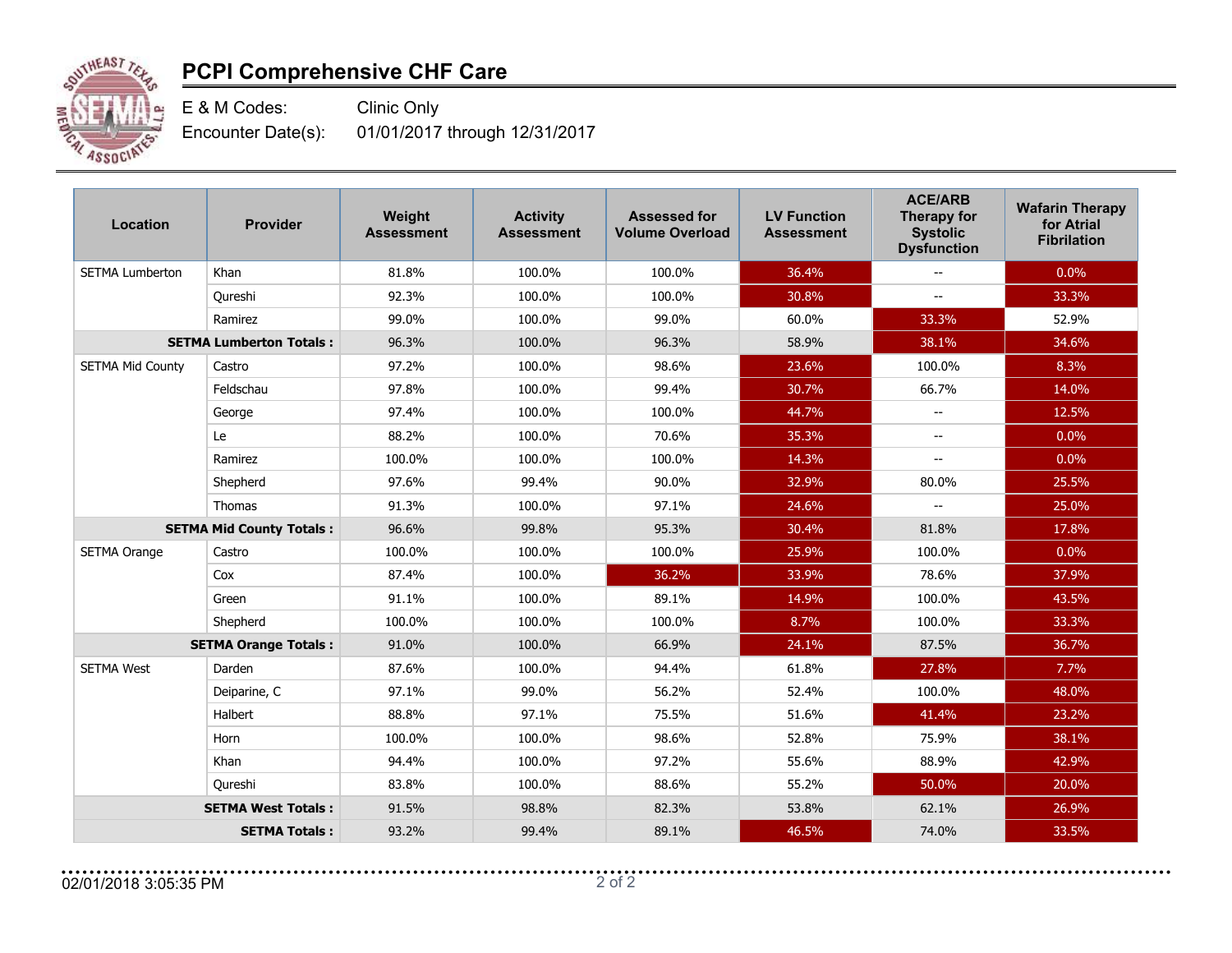# PCPI Comprehensive CHF Care

E & M Codes: Clinic Only

Encounter Date(s): 01/01/2017 through 12/31/2017

| Location | Provider | Weight Assessment | Activity Assessment | Assessed for Volume Overload | LV Function Assessment | ACE/ARB Therapy for Systolic Dysfunction | Wafarin Therapy for Atrial Fibrilation |
|---|---|---|---|---|---|---|---|
| SETMA Lumberton | Khan | 81.8% | 100.0% | 100.0% | 36.4% | -- | 0.0% |
| | Qureshi | 92.3% | 100.0% | 100.0% | 30.8% | -- | 33.3% |
| | Ramirez | 99.0% | 100.0% | 99.0% | 60.0% | 33.3% | 52.9% |
| **SETMA Lumberton Totals :** | | 96.3% | 100.0% | 96.3% | 58.9% | 38.1% | 34.6% |
| SETMA Mid County | Castro | 97.2% | 100.0% | 98.6% | 23.6% | 100.0% | 8.3% |
| | Feldschau | 97.8% | 100.0% | 99.4% | 30.7% | 66.7% | 14.0% |
| | George | 97.4% | 100.0% | 100.0% | 44.7% | -- | 12.5% |
| | Le | 88.2% | 100.0% | 70.6% | 35.3% | -- | 0.0% |
| | Ramirez | 100.0% | 100.0% | 100.0% | 14.3% | -- | 0.0% |
| | Shepherd | 97.6% | 99.4% | 90.0% | 32.9% | 80.0% | 25.5% |
| | Thomas | 91.3% | 100.0% | 97.1% | 24.6% | -- | 25.0% |
| **SETMA Mid County Totals :** | | 96.6% | 99.8% | 95.3% | 30.4% | 81.8% | 17.8% |
| SETMA Orange | Castro | 100.0% | 100.0% | 100.0% | 25.9% | 100.0% | 0.0% |
| | Cox | 87.4% | 100.0% | 36.2% | 33.9% | 78.6% | 37.9% |
| | Green | 91.1% | 100.0% | 89.1% | 14.9% | 100.0% | 43.5% |
| | Shepherd | 100.0% | 100.0% | 100.0% | 8.7% | 100.0% | 33.3% |
| **SETMA Orange Totals :** | | 91.0% | 100.0% | 66.9% | 24.1% | 87.5% | 36.7% |
| SETMA West | Darden | 87.6% | 100.0% | 94.4% | 61.8% | 27.8% | 7.7% |
| | Deiparine, C | 97.1% | 99.0% | 56.2% | 52.4% | 100.0% | 48.0% |
| | Halbert | 88.8% | 97.1% | 75.5% | 51.6% | 41.4% | 23.2% |
| | Horn | 100.0% | 100.0% | 98.6% | 52.8% | 75.9% | 38.1% |
| | Khan | 94.4% | 100.0% | 97.2% | 55.6% | 88.9% | 42.9% |
| | Qureshi | 83.8% | 100.0% | 88.6% | 55.2% | 50.0% | 20.0% |
| **SETMA West Totals :** | | 91.5% | 98.8% | 82.3% | 53.8% | 62.1% | 26.9% |
| **SETMA Totals :** | | 93.2% | 99.4% | 89.1% | 46.5% | 74.0% | 33.5% |

02/01/2018 3:05:35 PM